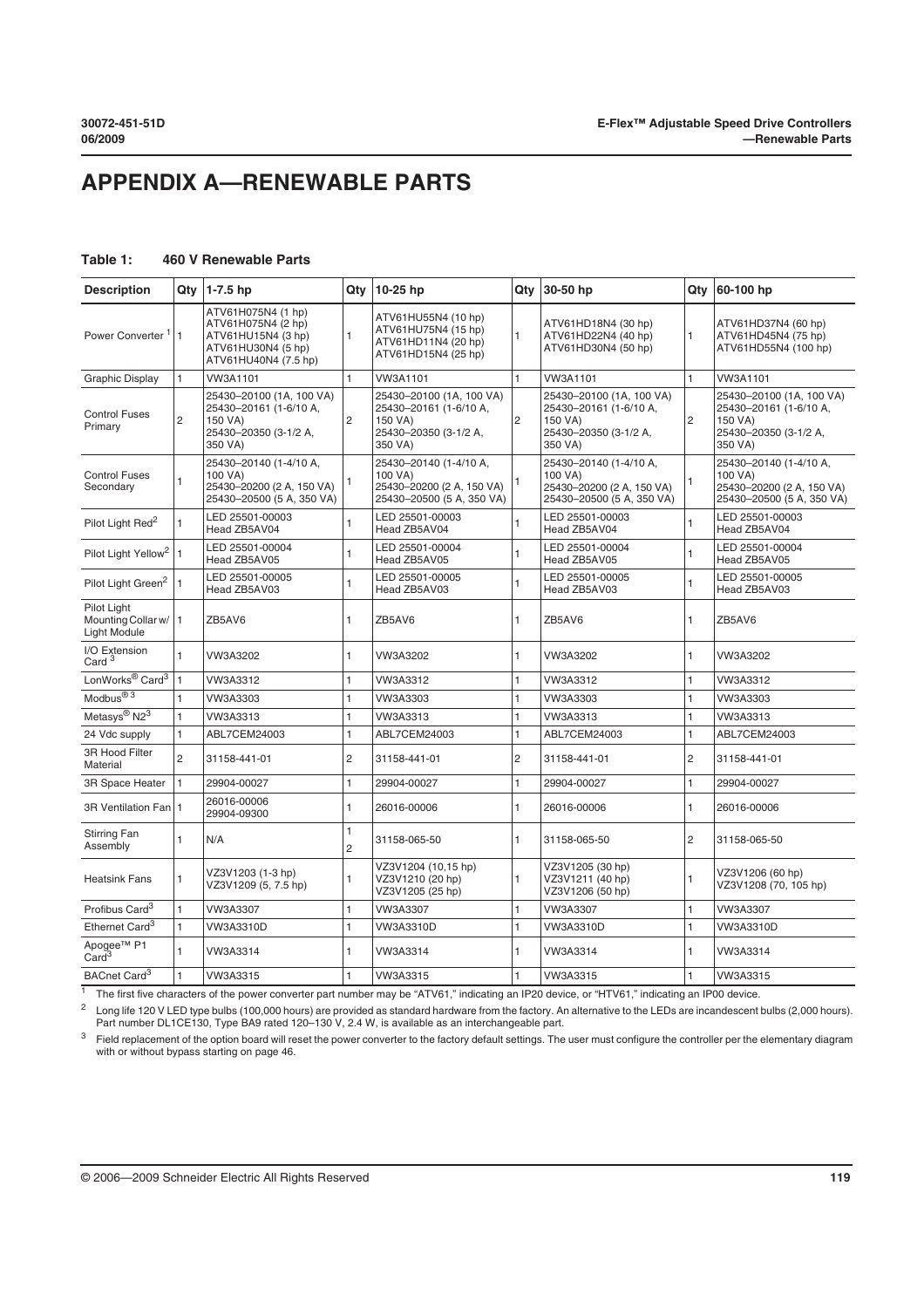# APPENDIX A—RENEWABLE PARTS

**Table 1: 460 V Renewable Parts**

| Description | Qty | 1-7.5 hp | Qty | 10-25 hp | Qty | 30-50 hp | Qty | 60-100 hp |
|---|---|---|---|---|---|---|---|---|
| Power Converter [1] | 1 | ATV61H075N4 (1 hp)<br>ATV61H075N4 (2 hp)<br>ATV61HU15N4 (3 hp)<br>ATV61HU30N4 (5 hp)<br>ATV61HU40N4 (7.5 hp) | 1 | ATV61HU55N4 (10 hp)<br>ATV61HU75N4 (15 hp)<br>ATV61HD11N4 (20 hp)<br>ATV61HD15N4 (25 hp) | 1 | ATV61HD18N4 (30 hp)<br>ATV61HD22N4 (40 hp)<br>ATV61HD30N4 (50 hp) | 1 | ATV61HD37N4 (60 hp)<br>ATV61HD45N4 (75 hp)<br>ATV61HD55N4 (100 hp) |
| Graphic Display | 1 | VW3A1101 | 1 | VW3A1101 | 1 | VW3A1101 | 1 | VW3A1101 |
| Control Fuses Primary | 2 | 25430–20100 (1A, 100 VA)<br>25430–20161 (1-6/10 A, 150 VA)<br>25430–20350 (3-1/2 A, 350 VA) | 2 | 25430–20100 (1A, 100 VA)<br>25430–20161 (1-6/10 A, 150 VA)<br>25430–20350 (3-1/2 A, 350 VA) | 2 | 25430–20100 (1A, 100 VA)<br>25430–20161 (1-6/10 A, 150 VA)<br>25430–20350 (3-1/2 A, 350 VA) | 2 | 25430–20100 (1A, 100 VA)<br>25430–20161 (1-6/10 A, 150 VA)<br>25430–20350 (3-1/2 A, 350 VA) |
| Control Fuses Secondary | 1 | 25430–20140 (1-4/10 A, 100 VA)<br>25430–20200 (2 A, 150 VA)<br>25430–20500 (5 A, 350 VA) | 1 | 25430–20140 (1-4/10 A, 100 VA)<br>25430–20200 (2 A, 150 VA)<br>25430–20500 (5 A, 350 VA) | 1 | 25430–20140 (1-4/10 A, 100 VA)<br>25430–20200 (2 A, 150 VA)<br>25430–20500 (5 A, 350 VA) | 1 | 25430–20140 (1-4/10 A, 100 VA)<br>25430–20200 (2 A, 150 VA)<br>25430–20500 (5 A, 350 VA) |
| Pilot Light Red[2] | 1 | LED 25501-00003<br>Head ZB5AV04 | 1 | LED 25501-00003<br>Head ZB5AV04 | 1 | LED 25501-00003<br>Head ZB5AV04 | 1 | LED 25501-00003<br>Head ZB5AV04 |
| Pilot Light Yellow[2] | 1 | LED 25501-00004<br>Head ZB5AV05 | 1 | LED 25501-00004<br>Head ZB5AV05 | 1 | LED 25501-00004<br>Head ZB5AV05 | 1 | LED 25501-00004<br>Head ZB5AV05 |
| Pilot Light Green[2] | 1 | LED 25501-00005<br>Head ZB5AV03 | 1 | LED 25501-00005<br>Head ZB5AV03 | 1 | LED 25501-00005<br>Head ZB5AV03 | 1 | LED 25501-00005<br>Head ZB5AV03 |
| Pilot Light Mounting Collar w/ Light Module | 1 | ZB5AV6 | 1 | ZB5AV6 | 1 | ZB5AV6 | 1 | ZB5AV6 |
| I/O Extension Card [3] | 1 | VW3A3202 | 1 | VW3A3202 | 1 | VW3A3202 | 1 | VW3A3202 |
| LonWorks® Card[3] | 1 | VW3A3312 | 1 | VW3A3312 | 1 | VW3A3312 | 1 | VW3A3312 |
| Modbus® [3] | 1 | VW3A3303 | 1 | VW3A3303 | 1 | VW3A3303 | 1 | VW3A3303 |
| Metasys® N2[3] | 1 | VW3A3313 | 1 | VW3A3313 | 1 | VW3A3313 | 1 | VW3A3313 |
| 24 Vdc supply | 1 | ABL7CEM24003 | 1 | ABL7CEM24003 | 1 | ABL7CEM24003 | 1 | ABL7CEM24003 |
| 3R Hood Filter Material | 2 | 31158-441-01 | 2 | 31158-441-01 | 2 | 31158-441-01 | 2 | 31158-441-01 |
| 3R Space Heater | 1 | 29904-00027 | 1 | 29904-00027 | 1 | 29904-00027 | 1 | 29904-00027 |
| 3R Ventilation Fan | 1 | 26016-00006<br>29904-09300 | 1 | 26016-00006 | 1 | 26016-00006 | 1 | 26016-00006 |
| Stirring Fan Assembly | 1 | N/A | 1<br>2 | 31158-065-50 | 1 | 31158-065-50 | 2 | 31158-065-50 |
| Heatsink Fans | 1 | VZ3V1203 (1-3 hp)<br>VZ3V1209 (5, 7.5 hp) | 1 | VZ3V1204 (10,15 hp)<br>VZ3V1210 (20 hp)<br>VZ3V1205 (25 hp) | 1 | VZ3V1205 (30 hp)<br>VZ3V1211 (40 hp)<br>VZ3V1206 (50 hp) | 1 | VZ3V1206 (60 hp)<br>VZ3V1208 (70, 105 hp) |
| Profibus Card[3] | 1 | VW3A3307 | 1 | VW3A3307 | 1 | VW3A3307 | 1 | VW3A3307 |
| Ethernet Card[3] | 1 | VW3A3310D | 1 | VW3A3310D | 1 | VW3A3310D | 1 | VW3A3310D |
| Apogee™ P1 Card[3] | 1 | VW3A3314 | 1 | VW3A3314 | 1 | VW3A3314 | 1 | VW3A3314 |
| BACnet Card[3] | 1 | VW3A3315 | 1 | VW3A3315 | 1 | VW3A3315 | 1 | VW3A3315 |

[1] The first five characters of the power converter part number may be "ATV61," indicating an IP20 device, or "HTV61," indicating an IP00 device.

[2] Long life 120 V LED type bulbs (100,000 hours) are provided as standard hardware from the factory. An alternative to the LEDs are incandescent bulbs (2,000 hours). Part number DL1CE130, Type BA9 rated 120–130 V, 2.4 W, is available as an interchangeable part.

[3] Field replacement of the option board will reset the power converter to the factory default settings. The user must configure the controller per the elementary diagram with or without bypass starting on page 46.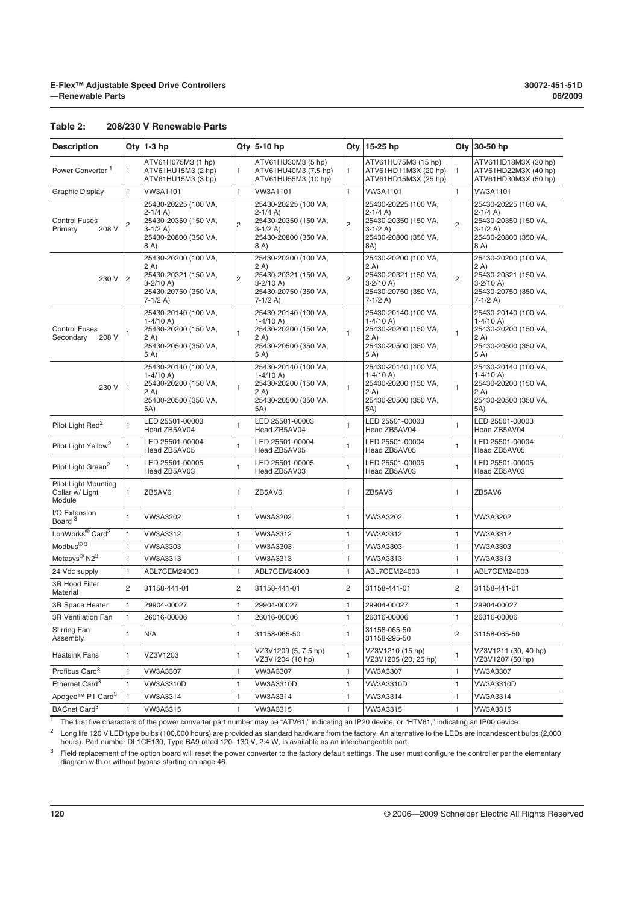**Table 2: 208/230 V Renewable Parts**

| Description | Qty | 1-3 hp | Qty | 5-10 hp | Qty | 15-25 hp | Qty | 30-50 hp |
|---|---|---|---|---|---|---|---|---|
| Power Converter [1] | 1 | ATV61H075M3 (1 hp) ATV61HU15M3 (2 hp) ATV61HU15M3 (3 hp) | 1 | ATV61HU30M3 (5 hp) ATV61HU40M3 (7.5 hp) ATV61HU55M3 (10 hp) | 1 | ATV61HU75M3 (15 hp) ATV61HD11M3X (20 hp) ATV61HD15M3X (25 hp) | 1 | ATV61HD18M3X (30 hp) ATV61HD22M3X (40 hp) ATV61HD30M3X (50 hp) |
| Graphic Display | 1 | VW3A1101 | 1 | VW3A1101 | 1 | VW3A1101 | 1 | VW3A1101 |
| Control Fuses Primary 208 V | 2 | 25430-20225 (100 VA, 2-1/4 A) 25430-20350 (150 VA, 3-1/2 A) 25430-20800 (350 VA, 8 A) | 2 | 25430-20225 (100 VA, 2-1/4 A) 25430-20350 (150 VA, 3-1/2 A) 25430-20800 (350 VA, 8 A) | 2 | 25430-20225 (100 VA, 2-1/4 A) 25430-20350 (150 VA, 3-1/2 A) 25430-20800 (350 VA, 8A) | 2 | 25430-20225 (100 VA, 2-1/4 A) 25430-20350 (150 VA, 3-1/2 A) 25430-20800 (350 VA, 8 A) |
| 230 V | 2 | 25430-20200 (100 VA, 2 A) 25430-20321 (150 VA, 3-2/10 A) 25430-20750 (350 VA, 7-1/2 A) | 2 | 25430-20200 (100 VA, 2 A) 25430-20321 (150 VA, 3-2/10 A) 25430-20750 (350 VA, 7-1/2 A) | 2 | 25430-20200 (100 VA, 2 A) 25430-20321 (150 VA, 3-2/10 A) 25430-20750 (350 VA, 7-1/2 A) | 2 | 25430-20200 (100 VA, 2 A) 25430-20321 (150 VA, 3-2/10 A) 25430-20750 (350 VA, 7-1/2 A) |
| Control Fuses Secondary 208 V | 1 | 25430-20140 (100 VA, 1-4/10 A) 25430-20200 (150 VA, 2 A) 25430-20500 (350 VA, 5 A) | 1 | 25430-20140 (100 VA, 1-4/10 A) 25430-20200 (150 VA, 2 A) 25430-20500 (350 VA, 5 A) | 1 | 25430-20140 (100 VA, 1-4/10 A) 25430-20200 (150 VA, 2 A) 25430-20500 (350 VA, 5 A) | 1 | 25430-20140 (100 VA, 1-4/10 A) 25430-20200 (150 VA, 2 A) 25430-20500 (350 VA, 5 A) |
| 230 V | 1 | 25430-20140 (100 VA, 1-4/10 A) 25430-20200 (150 VA, 2 A) 25430-20500 (350 VA, 5A) | 1 | 25430-20140 (100 VA, 1-4/10 A) 25430-20200 (150 VA, 2 A) 25430-20500 (350 VA, 5A) | 1 | 25430-20140 (100 VA, 1-4/10 A) 25430-20200 (150 VA, 2 A) 25430-20500 (350 VA, 5A) | 1 | 25430-20140 (100 VA, 1-4/10 A) 25430-20200 (150 VA, 2 A) 25430-20500 (350 VA, 5A) |
| Pilot Light Red[2] | 1 | LED 25501-00003 Head ZB5AV04 | 1 | LED 25501-00003 Head ZB5AV04 | 1 | LED 25501-00003 Head ZB5AV04 | 1 | LED 25501-00003 Head ZB5AV04 |
| Pilot Light Yellow[2] | 1 | LED 25501-00004 Head ZB5AV05 | 1 | LED 25501-00004 Head ZB5AV05 | 1 | LED 25501-00004 Head ZB5AV05 | 1 | LED 25501-00004 Head ZB5AV05 |
| Pilot Light Green[2] | 1 | LED 25501-00005 Head ZB5AV03 | 1 | LED 25501-00005 Head ZB5AV03 | 1 | LED 25501-00005 Head ZB5AV03 | 1 | LED 25501-00005 Head ZB5AV03 |
| Pilot Light Mounting Collar w/ Light Module | 1 | ZB5AV6 | 1 | ZB5AV6 | 1 | ZB5AV6 | 1 | ZB5AV6 |
| I/O Extension Board [3] | 1 | VW3A3202 | 1 | VW3A3202 | 1 | VW3A3202 | 1 | VW3A3202 |
| LonWorks® Card[3] | 1 | VW3A3312 | 1 | VW3A3312 | 1 | VW3A3312 | 1 | VW3A3312 |
| Modbus® [3] | 1 | VW3A3303 | 1 | VW3A3303 | 1 | VW3A3303 | 1 | VW3A3303 |
| Metasys® N2[3] | 1 | VW3A3313 | 1 | VW3A3313 | 1 | VW3A3313 | 1 | VW3A3313 |
| 24 Vdc supply | 1 | ABL7CEM24003 | 1 | ABL7CEM24003 | 1 | ABL7CEM24003 | 1 | ABL7CEM24003 |
| 3R Hood Filter Material | 2 | 31158-441-01 | 2 | 31158-441-01 | 2 | 31158-441-01 | 2 | 31158-441-01 |
| 3R Space Heater | 1 | 29904-00027 | 1 | 29904-00027 | 1 | 29904-00027 | 1 | 29904-00027 |
| 3R Ventilation Fan | 1 | 26016-00006 | 1 | 26016-00006 | 1 | 26016-00006 | 1 | 26016-00006 |
| Stirring Fan Assembly | 1 | N/A | 1 | 31158-065-50 | 1 | 31158-065-50 31158-295-50 | 2 | 31158-065-50 |
| Heatsink Fans | 1 | VZ3V1203 | 1 | VZ3V1209 (5, 7.5 hp) VZ3V1204 (10 hp) | 1 | VZ3V1210 (15 hp) VZ3V1205 (20, 25 hp) | 1 | VZ3V1211 (30, 40 hp) VZ3V1207 (50 hp) |
| Profibus Card[3] | 1 | VW3A3307 | 1 | VW3A3307 | 1 | VW3A3307 | 1 | VW3A3307 |
| Ethernet Card[3] | 1 | VW3A3310D | 1 | VW3A3310D | 1 | VW3A3310D | 1 | VW3A3310D |
| Apogee™ P1 Card[3] | 1 | VW3A3314 | 1 | VW3A3314 | 1 | VW3A3314 | 1 | VW3A3314 |
| BACnet Card[3] | 1 | VW3A3315 | 1 | VW3A3315 | 1 | VW3A3315 | 1 | VW3A3315 |

[1] The first five characters of the power converter part number may be "ATV61," indicating an IP20 device, or "HTV61," indicating an IP00 device.

[2] Long life 120 V LED type bulbs (100,000 hours) are provided as standard hardware from the factory. An alternative to the LEDs are incandescent bulbs (2,000 hours). Part number DL1CE130, Type BA9 rated 120–130 V, 2.4 W, is available as an interchangeable part.

[3] Field replacement of the option board will reset the power converter to the factory default settings. The user must configure the controller per the elementary diagram with or without bypass starting on page 46.